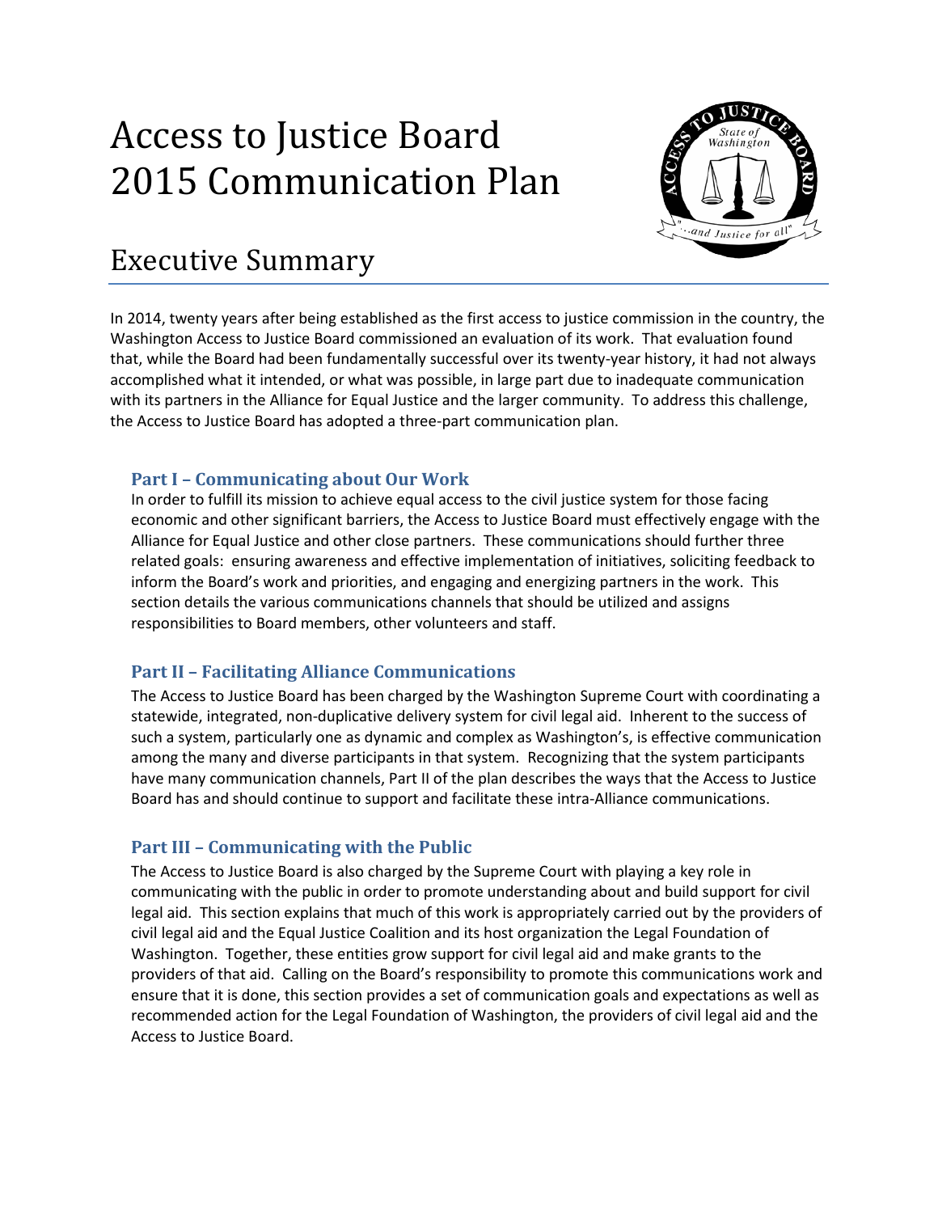# Access to Justice Board 2015 Communication Plan

## Executive Summary

In 2014, twenty years after being established as the first access to justice commission in the country, the Washington Access to Justice Board commissioned an evaluation of its work. That evaluation found that, while the Board had been fundamentally successful over its twenty-year history, it had not always accomplished what it intended, or what was possible, in large part due to inadequate communication with its partners in the Alliance for Equal Justice and the larger community. To address this challenge, the Access to Justice Board has adopted a three-part communication plan.

### Part I – Communicating about Our Work

In order to fulfill its mission to achieve equal access to the civil justice system for those facing economic and other significant barriers, the Access to Justice Board must effectively engage with the Alliance for Equal Justice and other close partners. These communications should further three related goals: ensuring awareness and effective implementation of initiatives, soliciting feedback to inform the Board's work and priorities, and engaging and energizing partners in the work. This section details the various communications channels that should be utilized and assigns responsibilities to Board members, other volunteers and staff.

### Part II – Facilitating Alliance Communications

The Access to Justice Board has been charged by the Washington Supreme Court with coordinating a statewide, integrated, non-duplicative delivery system for civil legal aid. Inherent to the success of such a system, particularly one as dynamic and complex as Washington's, is effective communication among the many and diverse participants in that system. Recognizing that the system participants have many communication channels, Part II of the plan describes the ways that the Access to Justice Board has and should continue to support and facilitate these intra-Alliance communications.

### Part III – Communicating with the Public

The Access to Justice Board is also charged by the Supreme Court with playing a key role in communicating with the public in order to promote understanding about and build support for civil legal aid. This section explains that much of this work is appropriately carried out by the providers of civil legal aid and the Equal Justice Coalition and its host organization the Legal Foundation of Washington. Together, these entities grow support for civil legal aid and make grants to the providers of that aid. Calling on the Board's responsibility to promote this communications work and ensure that it is done, this section provides a set of communication goals and expectations as well as recommended action for the Legal Foundation of Washington, the providers of civil legal aid and the Access to Justice Board.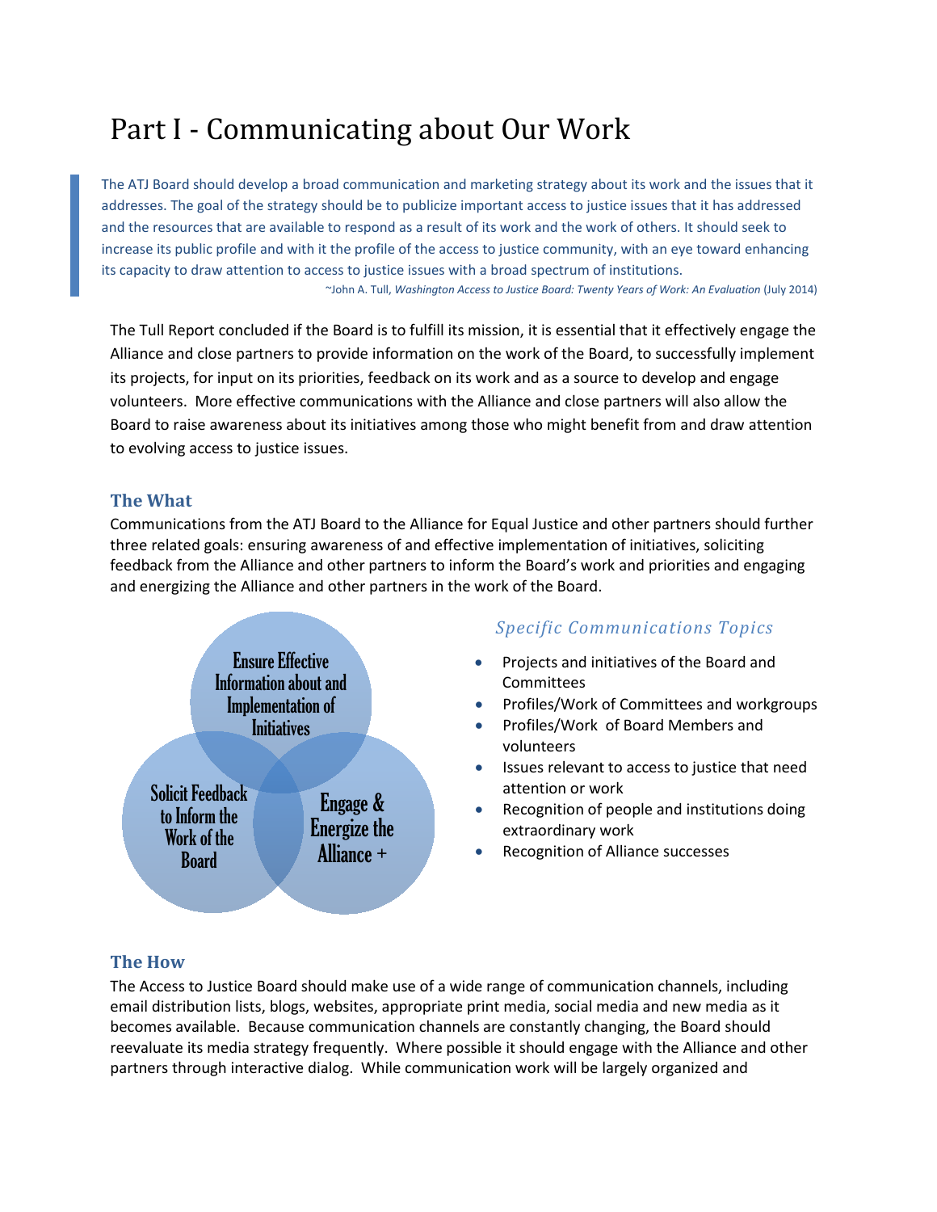# Part I - Communicating about Our Work

> The ATJ Board should develop a broad communication and marketing strategy about its work and the issues that it addresses. The goal of the strategy should be to publicize important access to justice issues that it has addressed and the resources that are available to respond as a result of its work and the work of others. It should seek to increase its public profile and with it the profile of the access to justice community, with an eye toward enhancing its capacity to draw attention to access to justice issues with a broad spectrum of institutions.
>
> ~John A. Tull, *Washington Access to Justice Board: Twenty Years of Work: An Evaluation* (July 2014)

The Tull Report concluded if the Board is to fulfill its mission, it is essential that it effectively engage the Alliance and close partners to provide information on the work of the Board, to successfully implement its projects, for input on its priorities, feedback on its work and as a source to develop and engage volunteers. More effective communications with the Alliance and close partners will also allow the Board to raise awareness about its initiatives among those who might benefit from and draw attention to evolving access to justice issues.

## The What

Communications from the ATJ Board to the Alliance for Equal Justice and other partners should further three related goals: ensuring awareness of and effective implementation of initiatives, soliciting feedback from the Alliance and other partners to inform the Board's work and priorities and engaging and energizing the Alliance and other partners in the work of the Board.

- Ensure Effective Information about and Implementation of Initiatives
- Solicit Feedback to Inform the Work of the Board
- Engage & Energize the Alliance +

### *Specific Communications Topics*

- Projects and initiatives of the Board and Committees
- Profiles/Work of Committees and workgroups
- Profiles/Work of Board Members and volunteers
- Issues relevant to access to justice that need attention or work
- Recognition of people and institutions doing extraordinary work
- Recognition of Alliance successes

## The How

The Access to Justice Board should make use of a wide range of communication channels, including email distribution lists, blogs, websites, appropriate print media, social media and new media as it becomes available. Because communication channels are constantly changing, the Board should reevaluate its media strategy frequently. Where possible it should engage with the Alliance and other partners through interactive dialog. While communication work will be largely organized and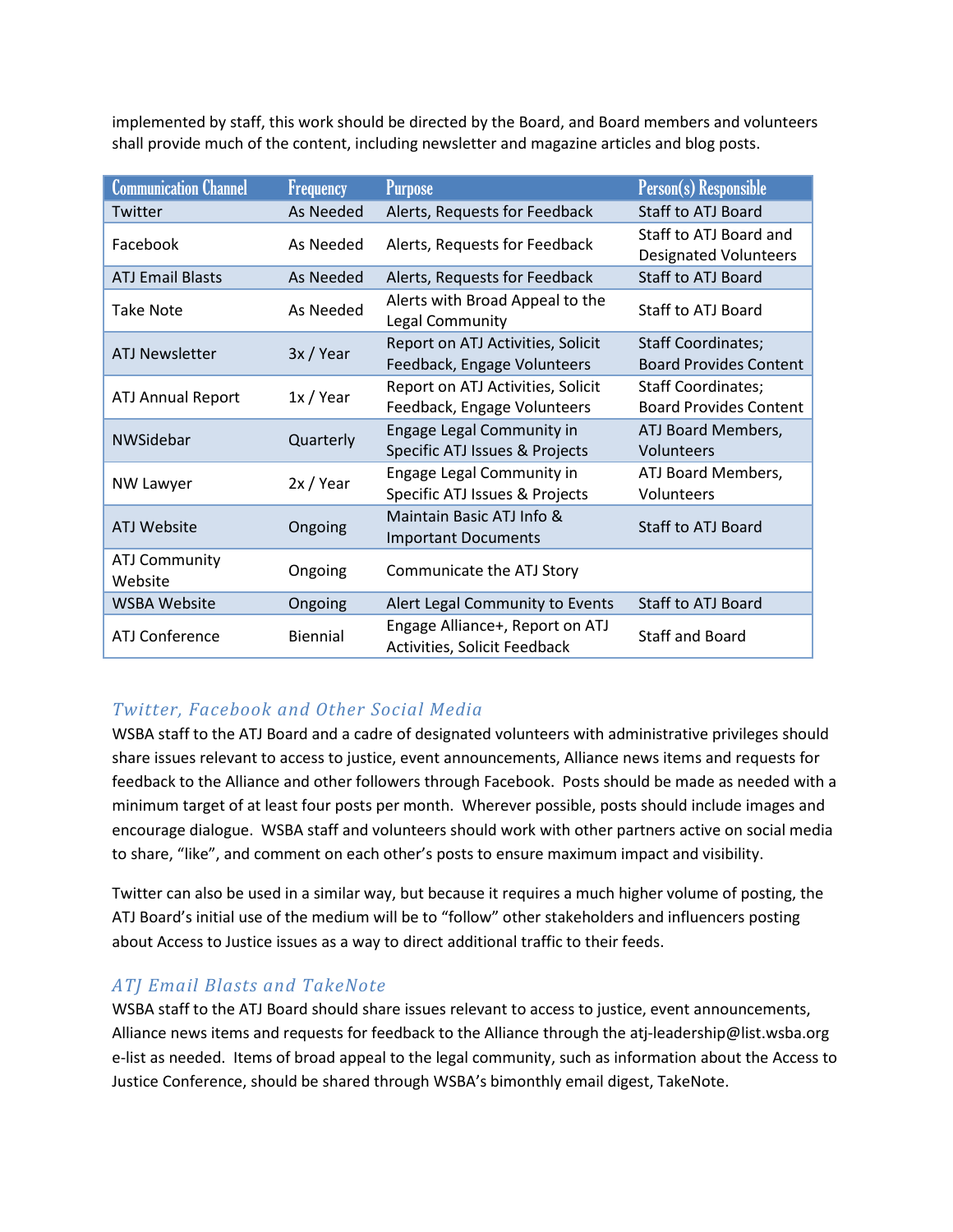implemented by staff, this work should be directed by the Board, and Board members and volunteers shall provide much of the content, including newsletter and magazine articles and blog posts.

| Communication Channel | Frequency | Purpose | Person(s) Responsible |
|---|---|---|---|
| Twitter | As Needed | Alerts, Requests for Feedback | Staff to ATJ Board |
| Facebook | As Needed | Alerts, Requests for Feedback | Staff to ATJ Board and Designated Volunteers |
| ATJ Email Blasts | As Needed | Alerts, Requests for Feedback | Staff to ATJ Board |
| Take Note | As Needed | Alerts with Broad Appeal to the Legal Community | Staff to ATJ Board |
| ATJ Newsletter | 3x / Year | Report on ATJ Activities, Solicit Feedback, Engage Volunteers | Staff Coordinates; Board Provides Content |
| ATJ Annual Report | 1x / Year | Report on ATJ Activities, Solicit Feedback, Engage Volunteers | Staff Coordinates; Board Provides Content |
| NWSidebar | Quarterly | Engage Legal Community in Specific ATJ Issues & Projects | ATJ Board Members, Volunteers |
| NW Lawyer | 2x / Year | Engage Legal Community in Specific ATJ Issues & Projects | ATJ Board Members, Volunteers |
| ATJ Website | Ongoing | Maintain Basic ATJ Info & Important Documents | Staff to ATJ Board |
| ATJ Community Website | Ongoing | Communicate the ATJ Story | |
| WSBA Website | Ongoing | Alert Legal Community to Events | Staff to ATJ Board |
| ATJ Conference | Biennial | Engage Alliance+, Report on ATJ Activities, Solicit Feedback | Staff and Board |

### *Twitter, Facebook and Other Social Media*

WSBA staff to the ATJ Board and a cadre of designated volunteers with administrative privileges should share issues relevant to access to justice, event announcements, Alliance news items and requests for feedback to the Alliance and other followers through Facebook. Posts should be made as needed with a minimum target of at least four posts per month. Wherever possible, posts should include images and encourage dialogue. WSBA staff and volunteers should work with other partners active on social media to share, "like", and comment on each other's posts to ensure maximum impact and visibility.

Twitter can also be used in a similar way, but because it requires a much higher volume of posting, the ATJ Board's initial use of the medium will be to "follow" other stakeholders and influencers posting about Access to Justice issues as a way to direct additional traffic to their feeds.

### *ATJ Email Blasts and TakeNote*

WSBA staff to the ATJ Board should share issues relevant to access to justice, event announcements, Alliance news items and requests for feedback to the Alliance through the atj-leadership@list.wsba.org e-list as needed. Items of broad appeal to the legal community, such as information about the Access to Justice Conference, should be shared through WSBA's bimonthly email digest, TakeNote.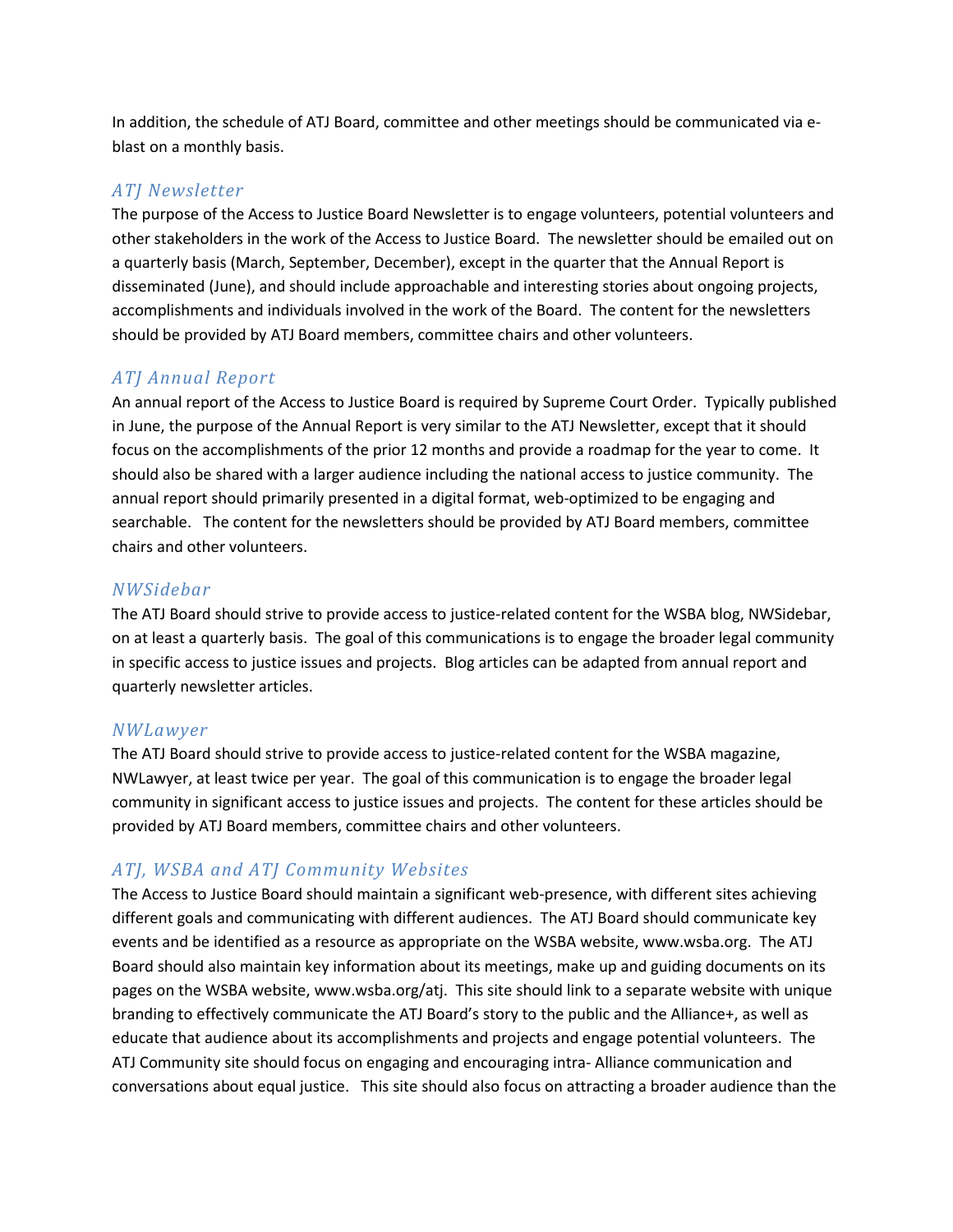In addition, the schedule of ATJ Board, committee and other meetings should be communicated via e-blast on a monthly basis.

### *ATJ Newsletter*

The purpose of the Access to Justice Board Newsletter is to engage volunteers, potential volunteers and other stakeholders in the work of the Access to Justice Board. The newsletter should be emailed out on a quarterly basis (March, September, December), except in the quarter that the Annual Report is disseminated (June), and should include approachable and interesting stories about ongoing projects, accomplishments and individuals involved in the work of the Board. The content for the newsletters should be provided by ATJ Board members, committee chairs and other volunteers.

### *ATJ Annual Report*

An annual report of the Access to Justice Board is required by Supreme Court Order. Typically published in June, the purpose of the Annual Report is very similar to the ATJ Newsletter, except that it should focus on the accomplishments of the prior 12 months and provide a roadmap for the year to come. It should also be shared with a larger audience including the national access to justice community. The annual report should primarily presented in a digital format, web-optimized to be engaging and searchable. The content for the newsletters should be provided by ATJ Board members, committee chairs and other volunteers.

### *NWSidebar*

The ATJ Board should strive to provide access to justice-related content for the WSBA blog, NWSidebar, on at least a quarterly basis. The goal of this communications is to engage the broader legal community in specific access to justice issues and projects. Blog articles can be adapted from annual report and quarterly newsletter articles.

### *NWLawyer*

The ATJ Board should strive to provide access to justice-related content for the WSBA magazine, NWLawyer, at least twice per year. The goal of this communication is to engage the broader legal community in significant access to justice issues and projects. The content for these articles should be provided by ATJ Board members, committee chairs and other volunteers.

### *ATJ, WSBA and ATJ Community Websites*

The Access to Justice Board should maintain a significant web-presence, with different sites achieving different goals and communicating with different audiences. The ATJ Board should communicate key events and be identified as a resource as appropriate on the WSBA website, www.wsba.org. The ATJ Board should also maintain key information about its meetings, make up and guiding documents on its pages on the WSBA website, www.wsba.org/atj. This site should link to a separate website with unique branding to effectively communicate the ATJ Board's story to the public and the Alliance+, as well as educate that audience about its accomplishments and projects and engage potential volunteers. The ATJ Community site should focus on engaging and encouraging intra- Alliance communication and conversations about equal justice. This site should also focus on attracting a broader audience than the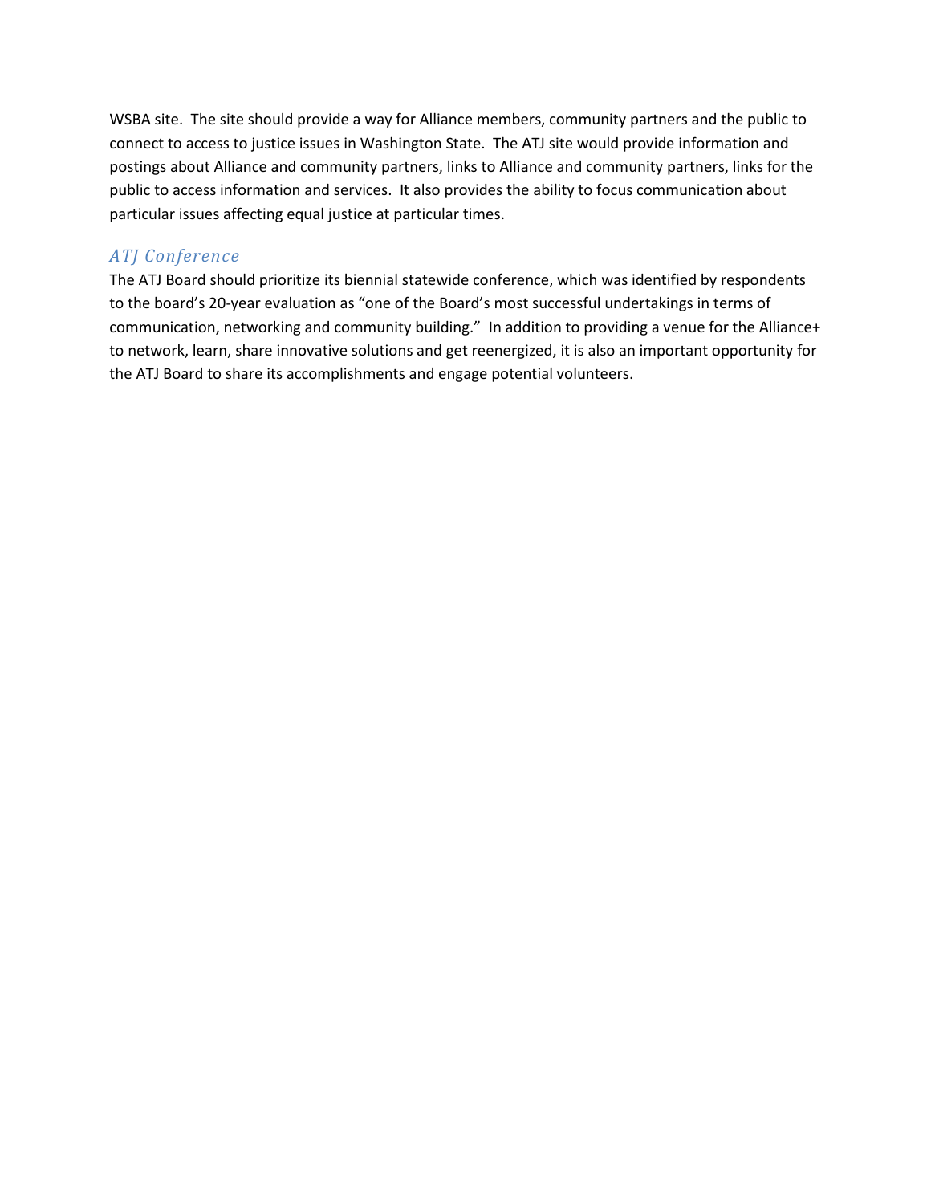WSBA site. The site should provide a way for Alliance members, community partners and the public to connect to access to justice issues in Washington State. The ATJ site would provide information and postings about Alliance and community partners, links to Alliance and community partners, links for the public to access information and services. It also provides the ability to focus communication about particular issues affecting equal justice at particular times.

### *ATJ Conference*

The ATJ Board should prioritize its biennial statewide conference, which was identified by respondents to the board's 20-year evaluation as "one of the Board's most successful undertakings in terms of communication, networking and community building." In addition to providing a venue for the Alliance+ to network, learn, share innovative solutions and get reenergized, it is also an important opportunity for the ATJ Board to share its accomplishments and engage potential volunteers.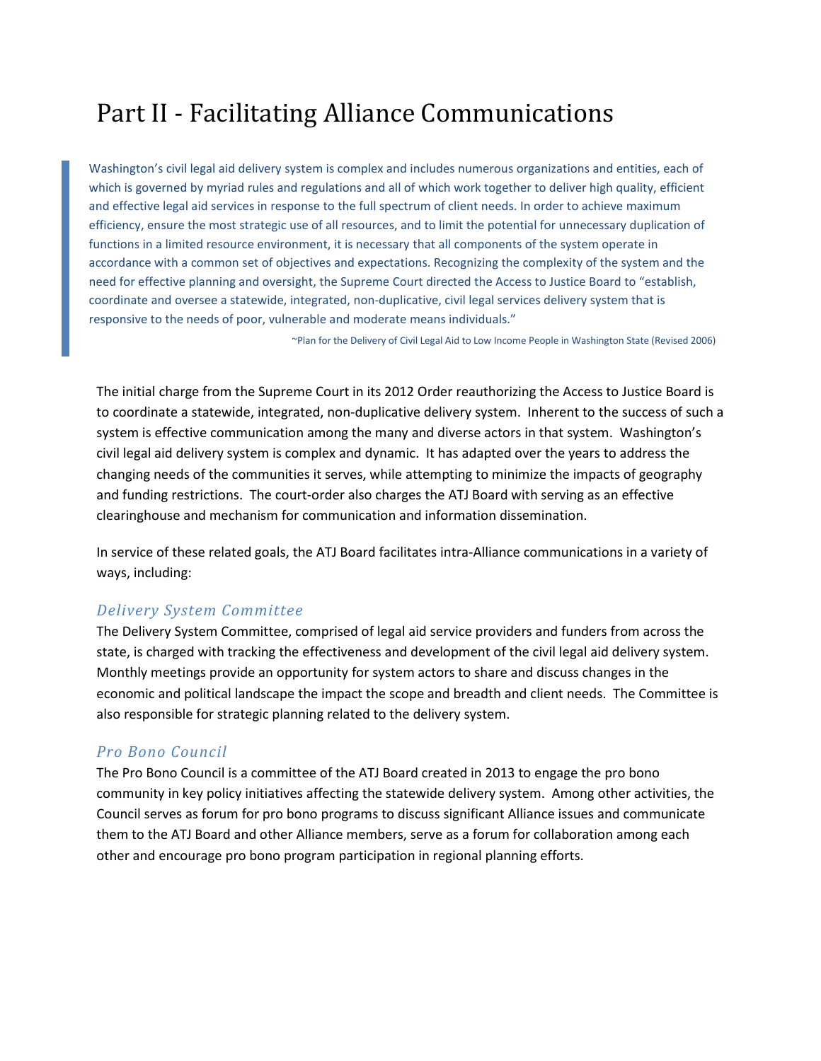# Part II - Facilitating Alliance Communications

> Washington's civil legal aid delivery system is complex and includes numerous organizations and entities, each of which is governed by myriad rules and regulations and all of which work together to deliver high quality, efficient and effective legal aid services in response to the full spectrum of client needs. In order to achieve maximum efficiency, ensure the most strategic use of all resources, and to limit the potential for unnecessary duplication of functions in a limited resource environment, it is necessary that all components of the system operate in accordance with a common set of objectives and expectations. Recognizing the complexity of the system and the need for effective planning and oversight, the Supreme Court directed the Access to Justice Board to "establish, coordinate and oversee a statewide, integrated, non-duplicative, civil legal services delivery system that is responsive to the needs of poor, vulnerable and moderate means individuals."
>
> ~Plan for the Delivery of Civil Legal Aid to Low Income People in Washington State (Revised 2006)

The initial charge from the Supreme Court in its 2012 Order reauthorizing the Access to Justice Board is to coordinate a statewide, integrated, non-duplicative delivery system. Inherent to the success of such a system is effective communication among the many and diverse actors in that system. Washington's civil legal aid delivery system is complex and dynamic. It has adapted over the years to address the changing needs of the communities it serves, while attempting to minimize the impacts of geography and funding restrictions. The court-order also charges the ATJ Board with serving as an effective clearinghouse and mechanism for communication and information dissemination.

In service of these related goals, the ATJ Board facilitates intra-Alliance communications in a variety of ways, including:

### *Delivery System Committee*

The Delivery System Committee, comprised of legal aid service providers and funders from across the state, is charged with tracking the effectiveness and development of the civil legal aid delivery system. Monthly meetings provide an opportunity for system actors to share and discuss changes in the economic and political landscape the impact the scope and breadth and client needs. The Committee is also responsible for strategic planning related to the delivery system.

### *Pro Bono Council*

The Pro Bono Council is a committee of the ATJ Board created in 2013 to engage the pro bono community in key policy initiatives affecting the statewide delivery system. Among other activities, the Council serves as forum for pro bono programs to discuss significant Alliance issues and communicate them to the ATJ Board and other Alliance members, serve as a forum for collaboration among each other and encourage pro bono program participation in regional planning efforts.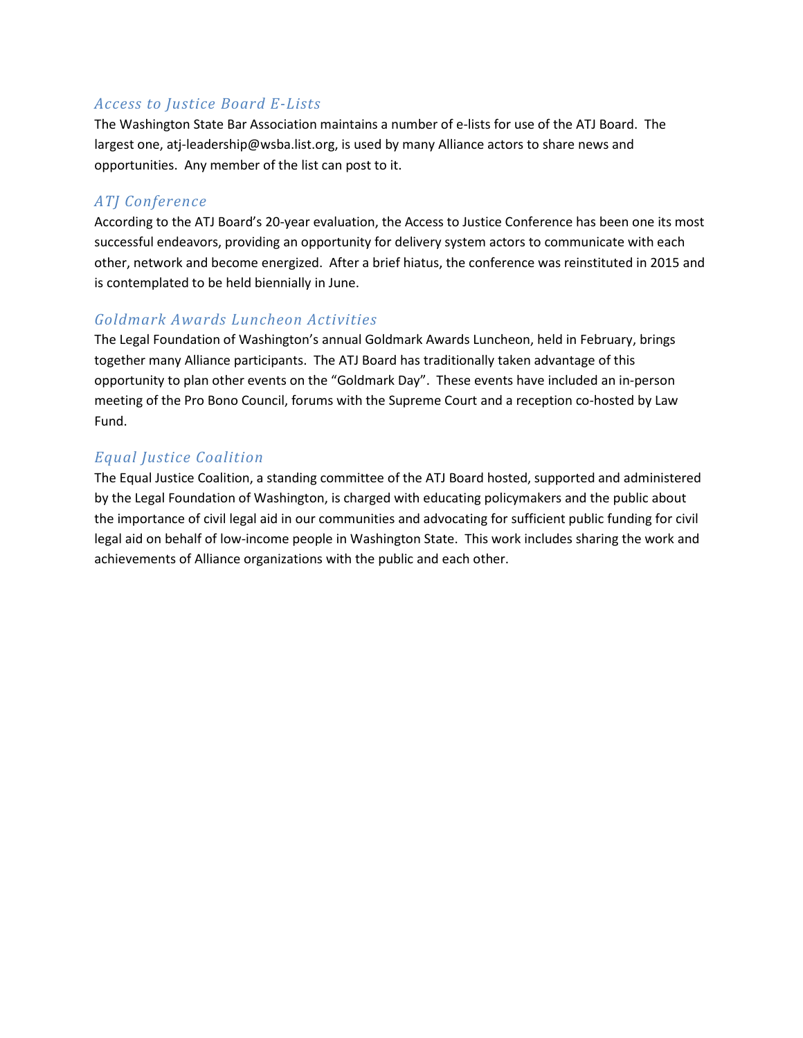### *Access to Justice Board E-Lists*

The Washington State Bar Association maintains a number of e-lists for use of the ATJ Board. The largest one, atj-leadership@wsba.list.org, is used by many Alliance actors to share news and opportunities. Any member of the list can post to it.

### *ATJ Conference*

According to the ATJ Board's 20-year evaluation, the Access to Justice Conference has been one its most successful endeavors, providing an opportunity for delivery system actors to communicate with each other, network and become energized. After a brief hiatus, the conference was reinstituted in 2015 and is contemplated to be held biennially in June.

### *Goldmark Awards Luncheon Activities*

The Legal Foundation of Washington's annual Goldmark Awards Luncheon, held in February, brings together many Alliance participants. The ATJ Board has traditionally taken advantage of this opportunity to plan other events on the "Goldmark Day". These events have included an in-person meeting of the Pro Bono Council, forums with the Supreme Court and a reception co-hosted by Law Fund.

### *Equal Justice Coalition*

The Equal Justice Coalition, a standing committee of the ATJ Board hosted, supported and administered by the Legal Foundation of Washington, is charged with educating policymakers and the public about the importance of civil legal aid in our communities and advocating for sufficient public funding for civil legal aid on behalf of low-income people in Washington State. This work includes sharing the work and achievements of Alliance organizations with the public and each other.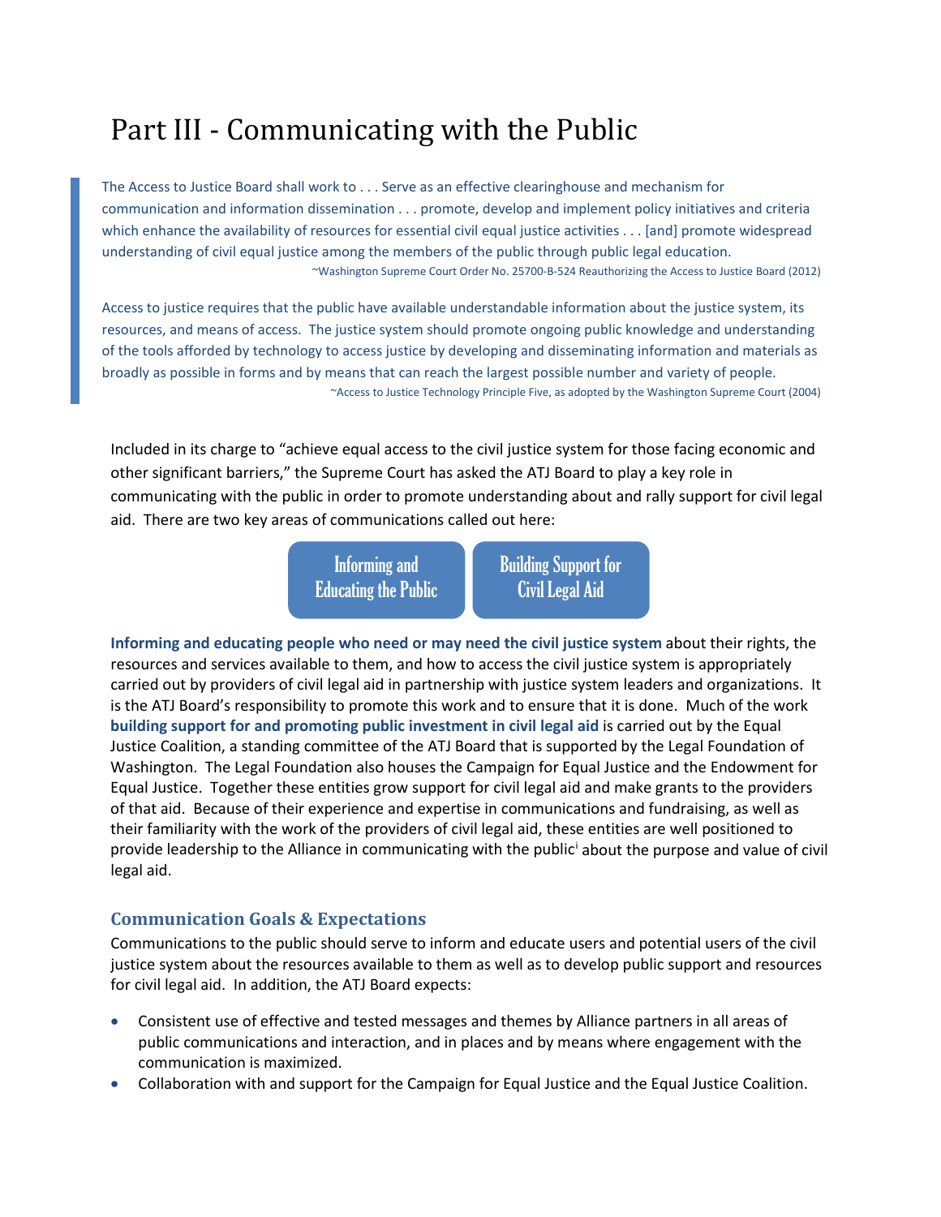# Part III - Communicating with the Public

> The Access to Justice Board shall work to . . . Serve as an effective clearinghouse and mechanism for communication and information dissemination . . . promote, develop and implement policy initiatives and criteria which enhance the availability of resources for essential civil equal justice activities . . . [and] promote widespread understanding of civil equal justice among the members of the public through public legal education.
>
> ~Washington Supreme Court Order No. 25700-B-524 Reauthorizing the Access to Justice Board (2012)
>
> Access to justice requires that the public have available understandable information about the justice system, its resources, and means of access. The justice system should promote ongoing public knowledge and understanding of the tools afforded by technology to access justice by developing and disseminating information and materials as broadly as possible in forms and by means that can reach the largest possible number and variety of people.
>
> ~Access to Justice Technology Principle Five, as adopted by the Washington Supreme Court (2004)

Included in its charge to "achieve equal access to the civil justice system for those facing economic and other significant barriers," the Supreme Court has asked the ATJ Board to play a key role in communicating with the public in order to promote understanding about and rally support for civil legal aid. There are two key areas of communications called out here:

- Informing and Educating the Public
- Building Support for Civil Legal Aid

**Informing and educating people who need or may need the civil justice system** about their rights, the resources and services available to them, and how to access the civil justice system is appropriately carried out by providers of civil legal aid in partnership with justice system leaders and organizations. It is the ATJ Board's responsibility to promote this work and to ensure that it is done. Much of the work **building support for and promoting public investment in civil legal aid** is carried out by the Equal Justice Coalition, a standing committee of the ATJ Board that is supported by the Legal Foundation of Washington. The Legal Foundation also houses the Campaign for Equal Justice and the Endowment for Equal Justice. Together these entities grow support for civil legal aid and make grants to the providers of that aid. Because of their experience and expertise in communications and fundraising, as well as their familiarity with the work of the providers of civil legal aid, these entities are well positioned to provide leadership to the Alliance in communicating with the public[i] about the purpose and value of civil legal aid.

### Communication Goals & Expectations

Communications to the public should serve to inform and educate users and potential users of the civil justice system about the resources available to them as well as to develop public support and resources for civil legal aid. In addition, the ATJ Board expects:

- Consistent use of effective and tested messages and themes by Alliance partners in all areas of public communications and interaction, and in places and by means where engagement with the communication is maximized.
- Collaboration with and support for the Campaign for Equal Justice and the Equal Justice Coalition.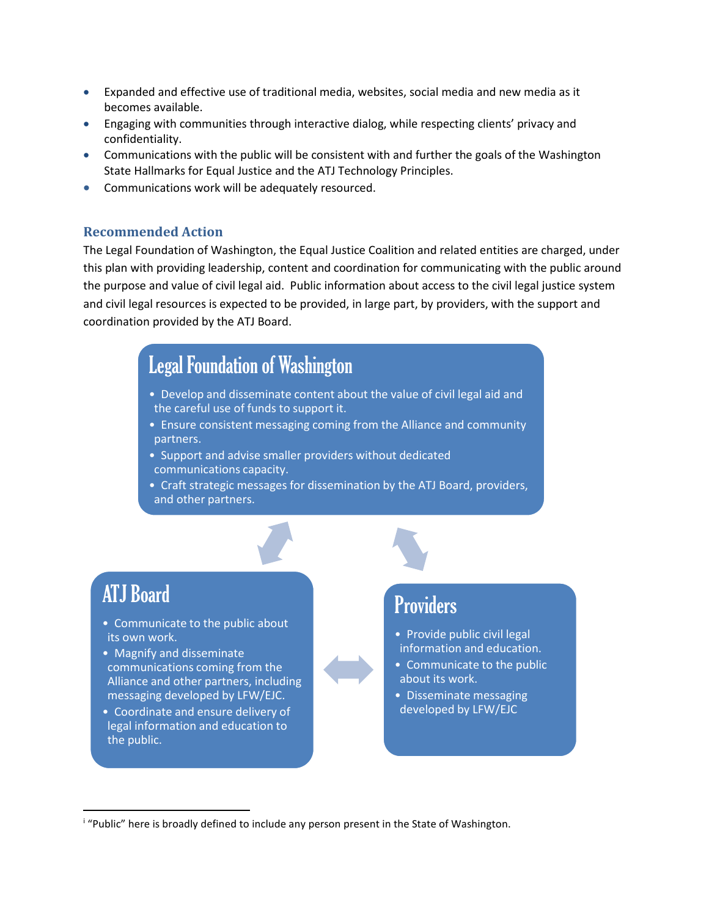- Expanded and effective use of traditional media, websites, social media and new media as it becomes available.
- Engaging with communities through interactive dialog, while respecting clients' privacy and confidentiality.
- Communications with the public will be consistent with and further the goals of the Washington State Hallmarks for Equal Justice and the ATJ Technology Principles.
- Communications work will be adequately resourced.

### Recommended Action

The Legal Foundation of Washington, the Equal Justice Coalition and related entities are charged, under this plan with providing leadership, content and coordination for communicating with the public around the purpose and value of civil legal aid. Public information about access to the civil legal justice system and civil legal resources is expected to be provided, in large part, by providers, with the support and coordination provided by the ATJ Board.

Legal Foundation of Washington

- Develop and disseminate content about the value of civil legal aid and the careful use of funds to support it.
- Ensure consistent messaging coming from the Alliance and community partners.
- Support and advise smaller providers without dedicated communications capacity.
- Craft strategic messages for dissemination by the ATJ Board, providers, and other partners.

ATJ Board

- Communicate to the public about its own work.
- Magnify and disseminate communications coming from the Alliance and other partners, including messaging developed by LFW/EJC.
- Coordinate and ensure delivery of legal information and education to the public.

Providers

- Provide public civil legal information and education.
- Communicate to the public about its work.
- Disseminate messaging developed by LFW/EJC

---

[i] "Public" here is broadly defined to include any person present in the State of Washington.